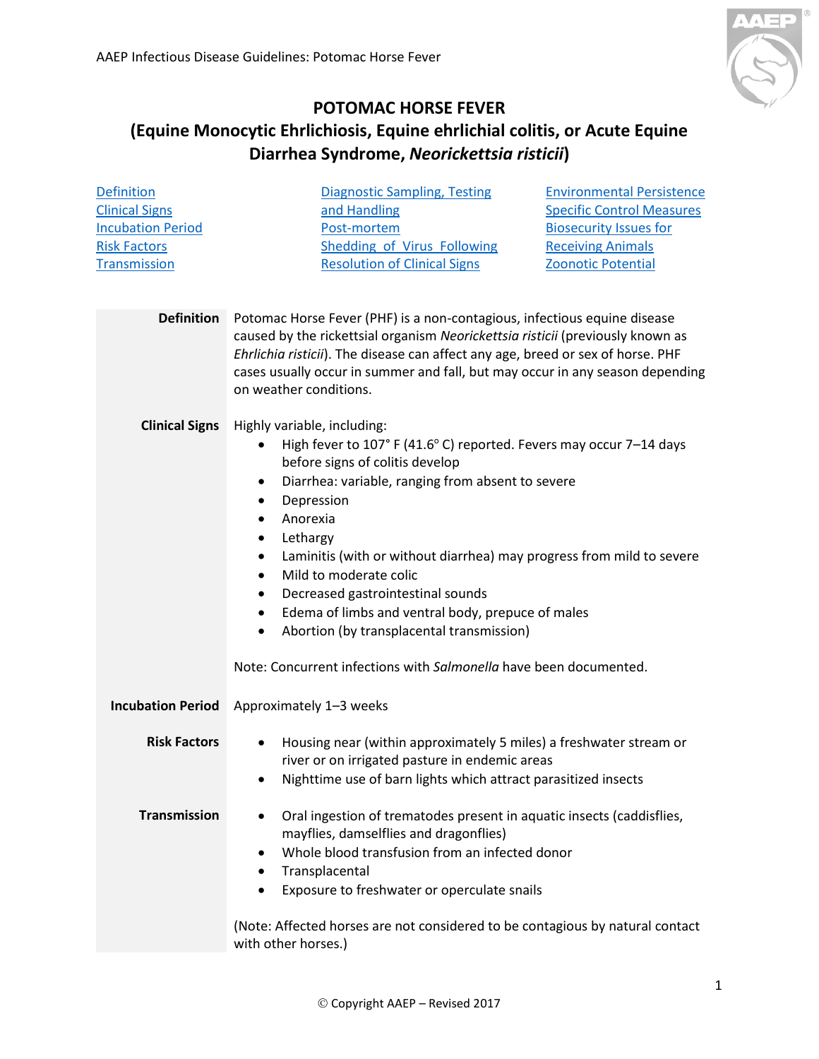# POTOMAC HORSE FEVER

## (Equine Monocytic Ehrlichiosis, Equine ehrlichial colitis, or Acute Equine Diarrhea Syndrome, *Neorickettsia risticii*)

- Definition
- Clinical Signs
- Incubation Period
- Risk Factors
- Transmission
- Diagnostic Sampling, Testing and Handling
- Post-mortem
- Shedding of Virus Following Resolution of Clinical Signs
- Environmental Persistence
- Specific Control Measures
- Biosecurity Issues for Receiving Animals
- Zoonotic Potential

**Definition**

Potomac Horse Fever (PHF) is a non-contagious, infectious equine disease caused by the rickettsial organism *Neorickettsia risticii* (previously known as *Ehrlichia risticii*). The disease can affect any age, breed or sex of horse. PHF cases usually occur in summer and fall, but may occur in any season depending on weather conditions.

**Clinical Signs**

Highly variable, including:

- High fever to 107° F (41.6° C) reported. Fevers may occur 7–14 days before signs of colitis develop
- Diarrhea: variable, ranging from absent to severe
- Depression
- Anorexia
- Lethargy
- Laminitis (with or without diarrhea) may progress from mild to severe
- Mild to moderate colic
- Decreased gastrointestinal sounds
- Edema of limbs and ventral body, prepuce of males
- Abortion (by transplacental transmission)

Note: Concurrent infections with *Salmonella* have been documented.

**Incubation Period**

Approximately 1–3 weeks

**Risk Factors**

- Housing near (within approximately 5 miles) a freshwater stream or river or on irrigated pasture in endemic areas
- Nighttime use of barn lights which attract parasitized insects

**Transmission**

- Oral ingestion of trematodes present in aquatic insects (caddisflies, mayflies, damselflies and dragonflies)
- Whole blood transfusion from an infected donor
- Transplacental
- Exposure to freshwater or operculate snails

(Note: Affected horses are not considered to be contagious by natural contact with other horses.)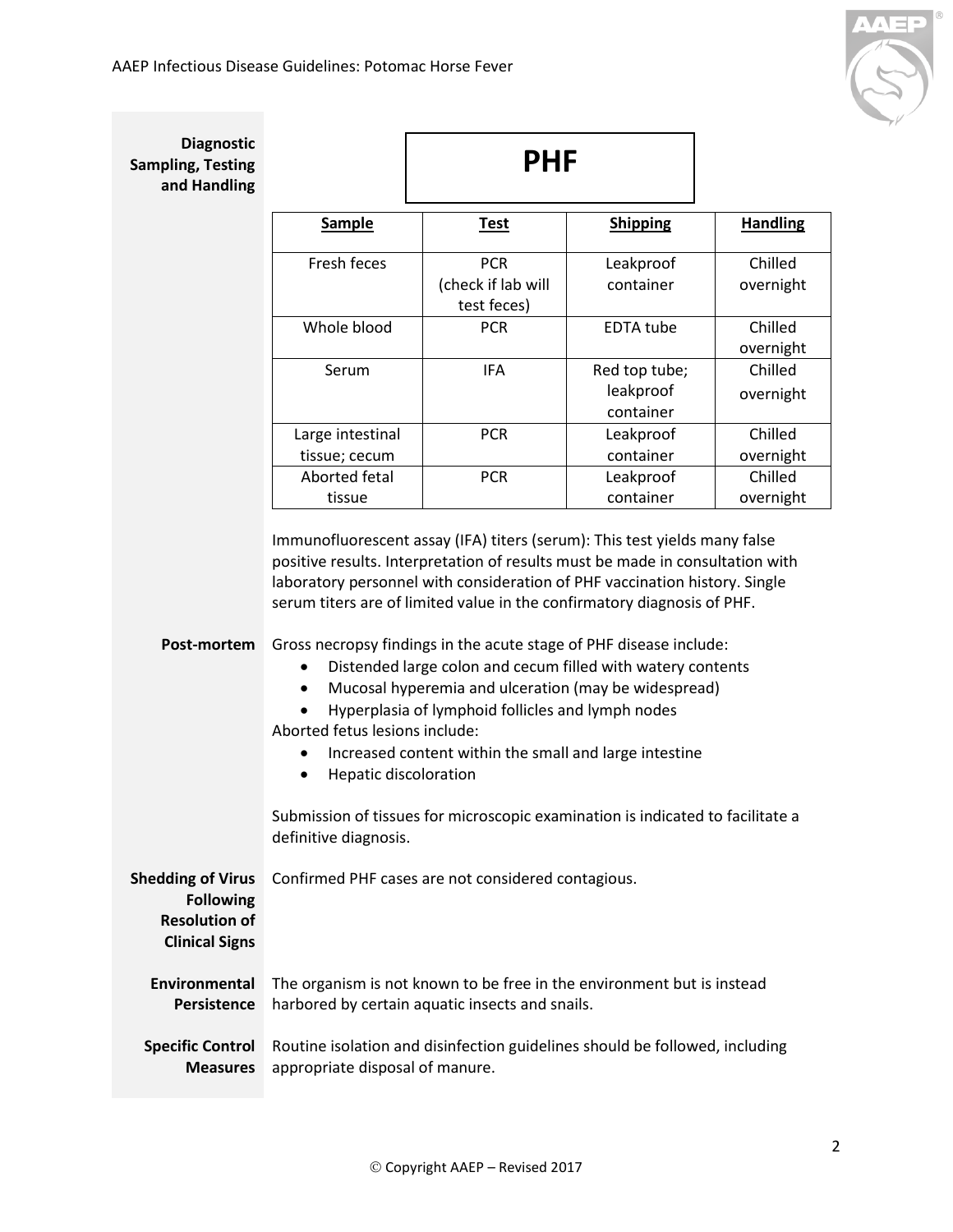## Diagnostic Sampling, Testing and Handling

### PHF

| Sample | Test | Shipping | Handling |
|---|---|---|---|
| Fresh feces | PCR (check if lab will test feces) | Leakproof container | Chilled overnight |
| Whole blood | PCR | EDTA tube | Chilled overnight |
| Serum | IFA | Red top tube; leakproof container | Chilled overnight |
| Large intestinal tissue; cecum | PCR | Leakproof container | Chilled overnight |
| Aborted fetal tissue | PCR | Leakproof container | Chilled overnight |

Immunofluorescent assay (IFA) titers (serum): This test yields many false positive results. Interpretation of results must be made in consultation with laboratory personnel with consideration of PHF vaccination history. Single serum titers are of limited value in the confirmatory diagnosis of PHF.

## Post-mortem

Gross necropsy findings in the acute stage of PHF disease include:

- Distended large colon and cecum filled with watery contents
- Mucosal hyperemia and ulceration (may be widespread)
- Hyperplasia of lymphoid follicles and lymph nodes

Aborted fetus lesions include:

- Increased content within the small and large intestine
- Hepatic discoloration

Submission of tissues for microscopic examination is indicated to facilitate a definitive diagnosis.

## Shedding of Virus Following Resolution of Clinical Signs

Confirmed PHF cases are not considered contagious.

## Environmental Persistence

The organism is not known to be free in the environment but is instead harbored by certain aquatic insects and snails.

## Specific Control Measures

Routine isolation and disinfection guidelines should be followed, including appropriate disposal of manure.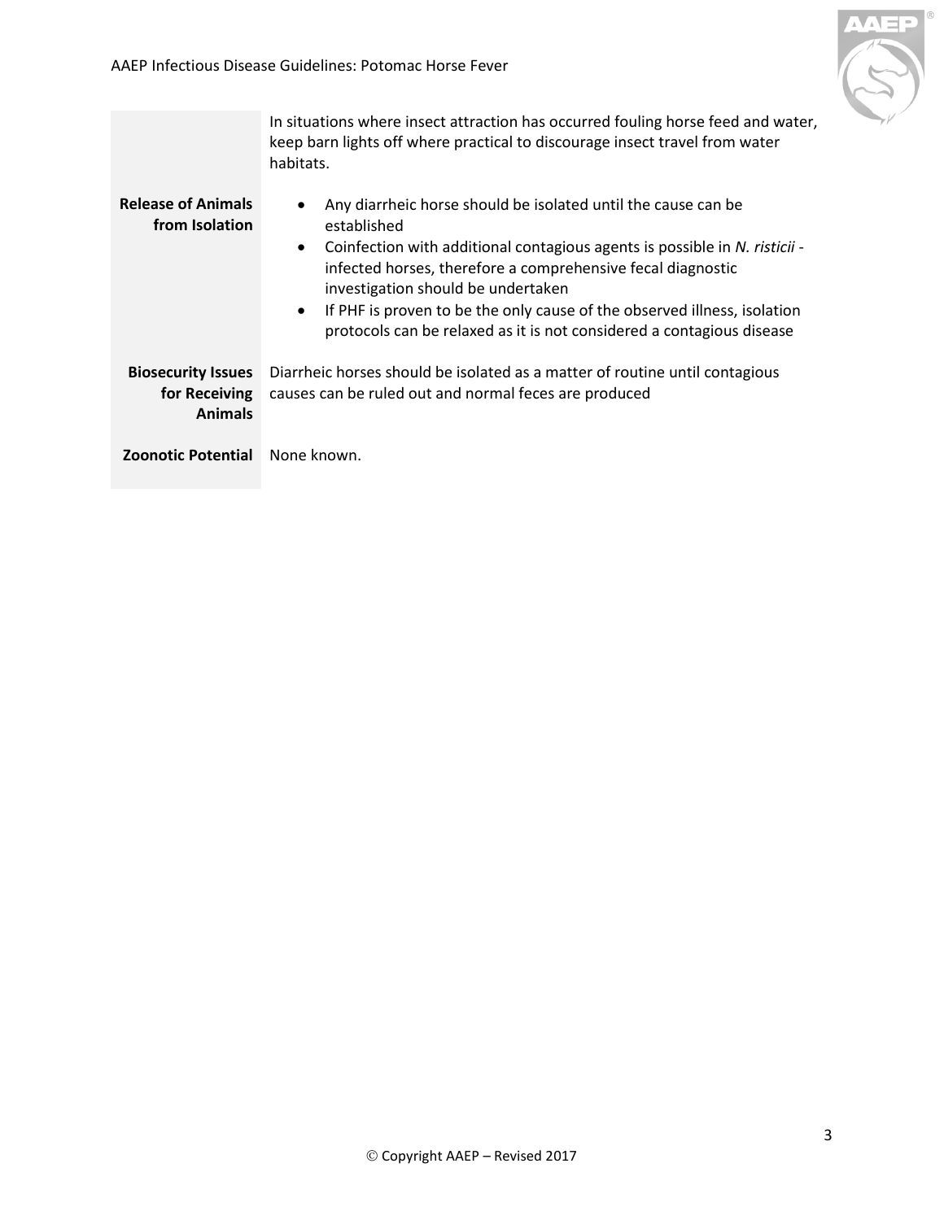| | |
|---|---|
| | In situations where insect attraction has occurred fouling horse feed and water, keep barn lights off where practical to discourage insect travel from water habitats. |
| **Release of Animals from Isolation** | • Any diarrheic horse should be isolated until the cause can be established<br>• Coinfection with additional contagious agents is possible in *N. risticii* -infected horses, therefore a comprehensive fecal diagnostic investigation should be undertaken<br>• If PHF is proven to be the only cause of the observed illness, isolation protocols can be relaxed as it is not considered a contagious disease |
| **Biosecurity Issues for Receiving Animals** | Diarrheic horses should be isolated as a matter of routine until contagious causes can be ruled out and normal feces are produced |
| **Zoonotic Potential** | None known. |